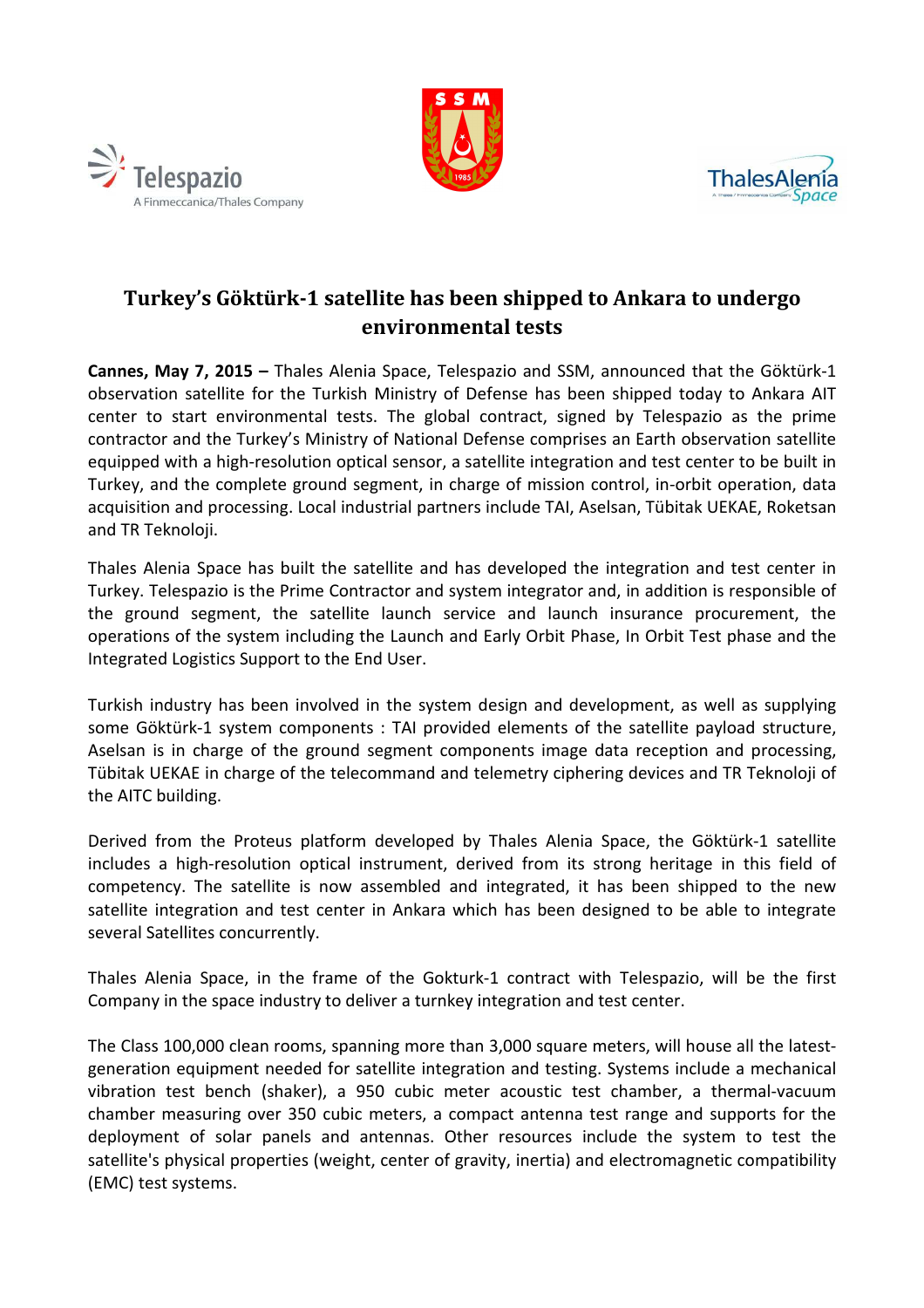# Turkey's Göktürk-1 satellite has been shipped to Ankara to undergo environmental tests

**Cannes, May 7, 2015 –** Thales Alenia Space, Telespazio and SSM, announced that the Göktürk-1 observation satellite for the Turkish Ministry of Defense has been shipped today to Ankara AIT center to start environmental tests. The global contract, signed by Telespazio as the prime contractor and the Turkey's Ministry of National Defense comprises an Earth observation satellite equipped with a high-resolution optical sensor, a satellite integration and test center to be built in Turkey, and the complete ground segment, in charge of mission control, in-orbit operation, data acquisition and processing. Local industrial partners include TAI, Aselsan, Tübitak UEKAE, Roketsan and TR Teknoloji.

Thales Alenia Space has built the satellite and has developed the integration and test center in Turkey. Telespazio is the Prime Contractor and system integrator and, in addition is responsible of the ground segment, the satellite launch service and launch insurance procurement, the operations of the system including the Launch and Early Orbit Phase, In Orbit Test phase and the Integrated Logistics Support to the End User.

Turkish industry has been involved in the system design and development, as well as supplying some Göktürk-1 system components : TAI provided elements of the satellite payload structure, Aselsan is in charge of the ground segment components image data reception and processing, Tübitak UEKAE in charge of the telecommand and telemetry ciphering devices and TR Teknoloji of the AITC building.

Derived from the Proteus platform developed by Thales Alenia Space, the Göktürk-1 satellite includes a high-resolution optical instrument, derived from its strong heritage in this field of competency. The satellite is now assembled and integrated, it has been shipped to the new satellite integration and test center in Ankara which has been designed to be able to integrate several Satellites concurrently.

Thales Alenia Space, in the frame of the Gokturk-1 contract with Telespazio, will be the first Company in the space industry to deliver a turnkey integration and test center.

The Class 100,000 clean rooms, spanning more than 3,000 square meters, will house all the latest-generation equipment needed for satellite integration and testing. Systems include a mechanical vibration test bench (shaker), a 950 cubic meter acoustic test chamber, a thermal-vacuum chamber measuring over 350 cubic meters, a compact antenna test range and supports for the deployment of solar panels and antennas. Other resources include the system to test the satellite's physical properties (weight, center of gravity, inertia) and electromagnetic compatibility (EMC) test systems.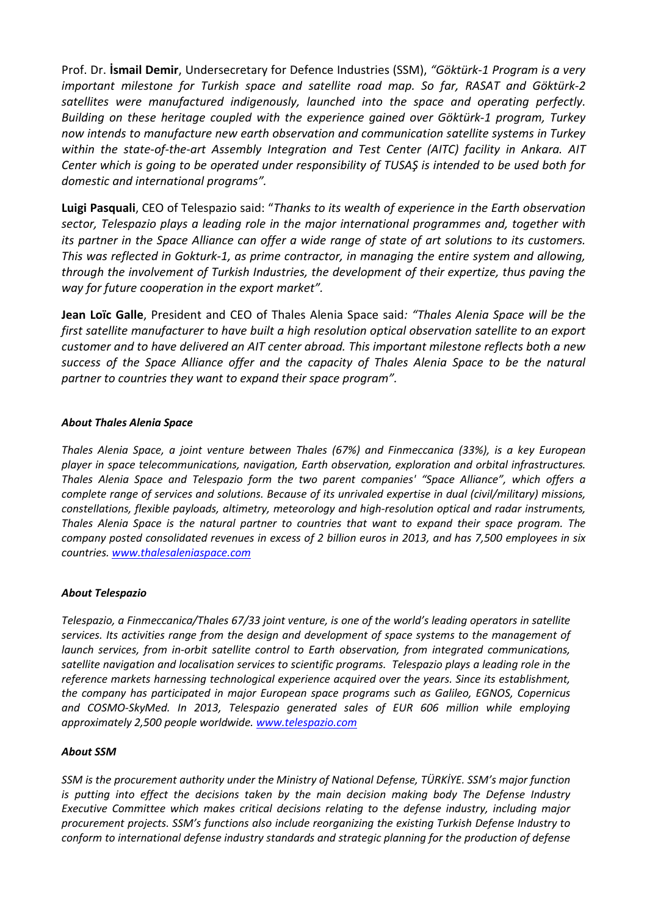Prof. Dr. **İsmail Demir**, Undersecretary for Defence Industries (SSM), *"Göktürk-1 Program is a very important milestone for Turkish space and satellite road map. So far, RASAT and Göktürk-2 satellites were manufactured indigenously, launched into the space and operating perfectly. Building on these heritage coupled with the experience gained over Göktürk-1 program, Turkey now intends to manufacture new earth observation and communication satellite systems in Turkey within the state-of-the-art Assembly Integration and Test Center (AITC) facility in Ankara. AIT Center which is going to be operated under responsibility of TUSAŞ is intended to be used both for domestic and international programs".*

**Luigi Pasquali**, CEO of Telespazio said: "*Thanks to its wealth of experience in the Earth observation sector, Telespazio plays a leading role in the major international programmes and, together with its partner in the Space Alliance can offer a wide range of state of art solutions to its customers. This was reflected in Gokturk-1, as prime contractor, in managing the entire system and allowing, through the involvement of Turkish Industries, the development of their expertize, thus paving the way for future cooperation in the export market".*

**Jean Loïc Galle**, President and CEO of Thales Alenia Space said*: "Thales Alenia Space will be the first satellite manufacturer to have built a high resolution optical observation satellite to an export customer and to have delivered an AIT center abroad. This important milestone reflects both a new success of the Space Alliance offer and the capacity of Thales Alenia Space to be the natural partner to countries they want to expand their space program".*

***About Thales Alenia Space***

*Thales Alenia Space, a joint venture between Thales (67%) and Finmeccanica (33%), is a key European player in space telecommunications, navigation, Earth observation, exploration and orbital infrastructures. Thales Alenia Space and Telespazio form the two parent companies' "Space Alliance", which offers a complete range of services and solutions. Because of its unrivaled expertise in dual (civil/military) missions, constellations, flexible payloads, altimetry, meteorology and high-resolution optical and radar instruments, Thales Alenia Space is the natural partner to countries that want to expand their space program. The company posted consolidated revenues in excess of 2 billion euros in 2013, and has 7,500 employees in six countries. [www.thalesaleniaspace.com](http://www.thalesaleniaspace.com)*

***About Telespazio***

*Telespazio, a Finmeccanica/Thales 67/33 joint venture, is one of the world's leading operators in satellite services. Its activities range from the design and development of space systems to the management of launch services, from in-orbit satellite control to Earth observation, from integrated communications, satellite navigation and localisation services to scientific programs. Telespazio plays a leading role in the reference markets harnessing technological experience acquired over the years. Since its establishment, the company has participated in major European space programs such as Galileo, EGNOS, Copernicus and COSMO-SkyMed. In 2013, Telespazio generated sales of EUR 606 million while employing approximately 2,500 people worldwide. [www.telespazio.com](http://www.telespazio.com)*

***About SSM***

*SSM is the procurement authority under the Ministry of National Defense, TÜRKİYE. SSM's major function is putting into effect the decisions taken by the main decision making body The Defense Industry Executive Committee which makes critical decisions relating to the defense industry, including major procurement projects. SSM's functions also include reorganizing the existing Turkish Defense Industry to conform to international defense industry standards and strategic planning for the production of defense*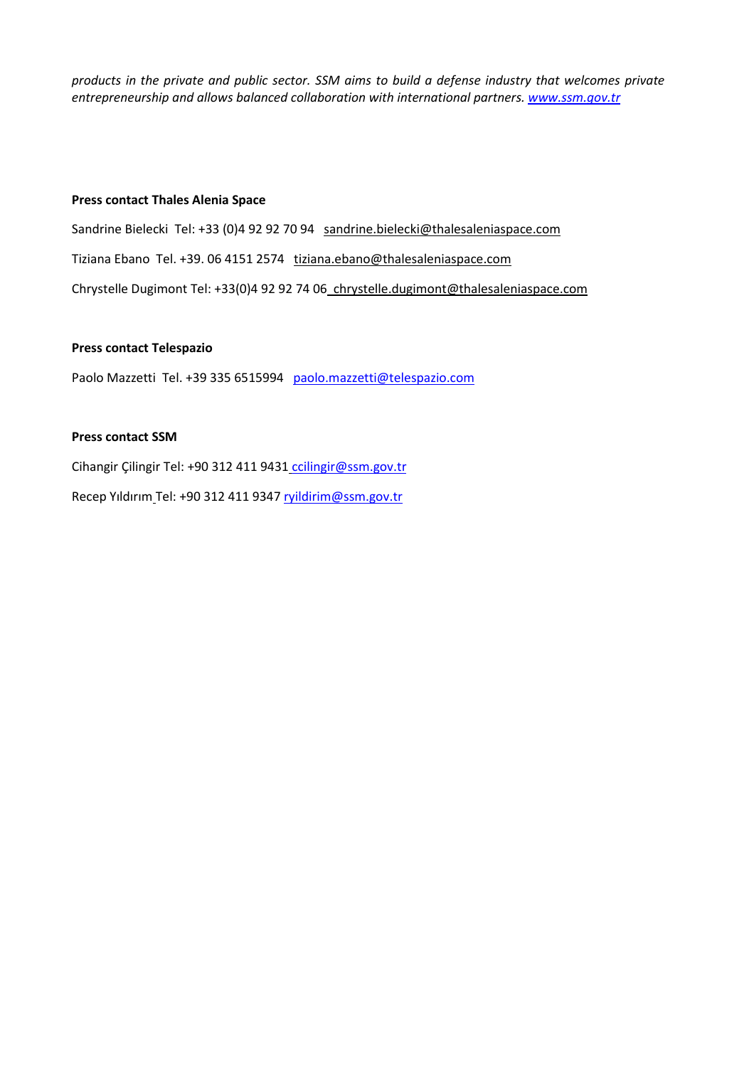*products in the private and public sector. SSM aims to build a defense industry that welcomes private entrepreneurship and allows balanced collaboration with international partners. [www.ssm.gov.tr](http://www.ssm.gov.tr)*

**Press contact Thales Alenia Space**

Sandrine Bielecki Tel: +33 (0)4 92 92 70 94 sandrine.bielecki@thalesaleniaspace.com

Tiziana Ebano Tel. +39. 06 4151 2574 tiziana.ebano@thalesaleniaspace.com

Chrystelle Dugimont Tel: +33(0)4 92 92 74 06 chrystelle.dugimont@thalesaleniaspace.com

**Press contact Telespazio**

Paolo Mazzetti Tel. +39 335 6515994 paolo.mazzetti@telespazio.com

**Press contact SSM**

Cihangir Çilingir Tel: +90 312 411 9431 ccilingir@ssm.gov.tr

Recep Yıldırım Tel: +90 312 411 9347 ryildirim@ssm.gov.tr